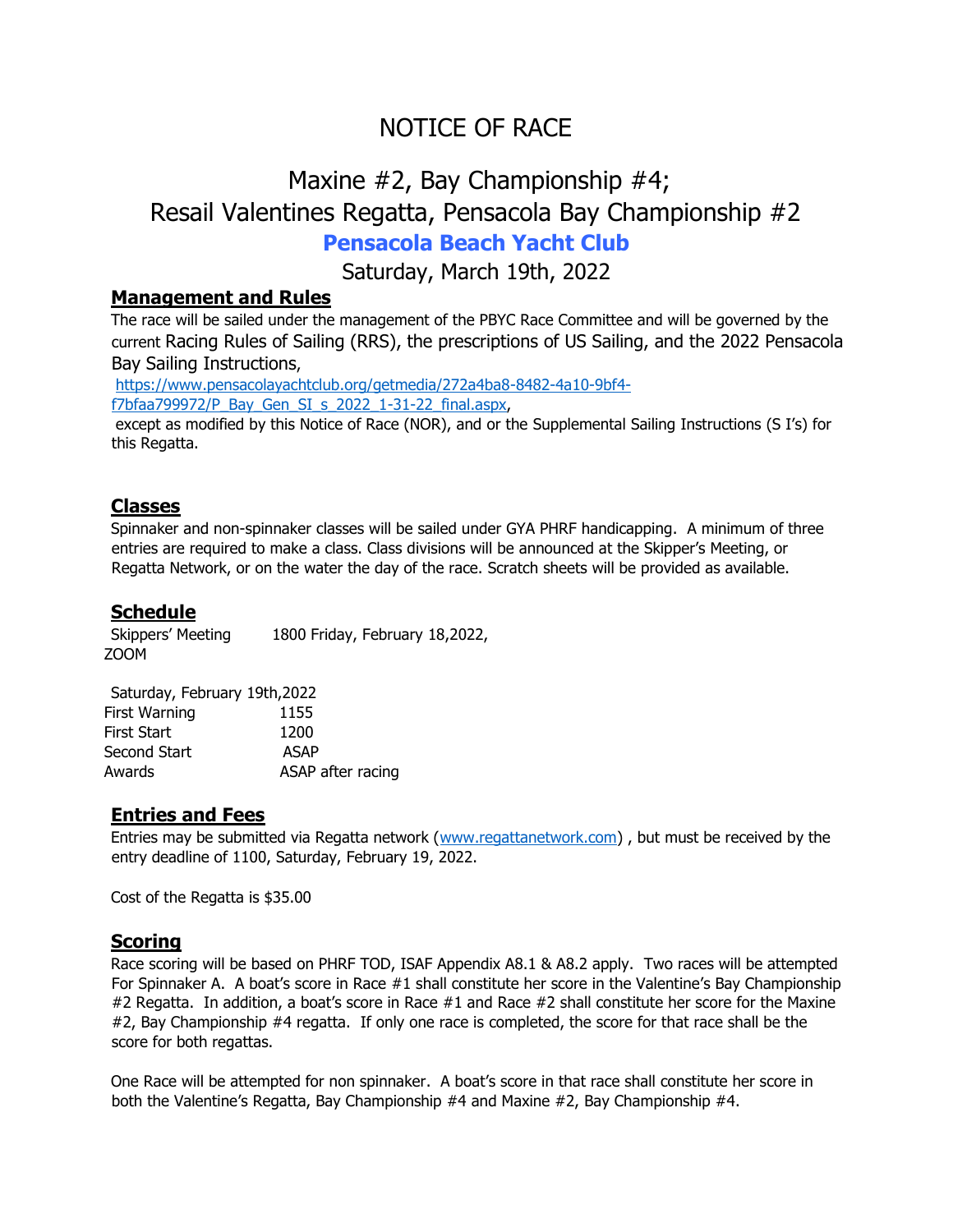# NOTICE OF RACE

## Maxine #2, Bay Championship #4;
## Resail Valentines Regatta, Pensacola Bay Championship #2

## **Pensacola Beach Yacht Club**

## Saturday, March 19th, 2022

### Management and Rules

The race will be sailed under the management of the PBYC Race Committee and will be governed by the current Racing Rules of Sailing (RRS), the prescriptions of US Sailing, and the 2022 Pensacola Bay Sailing Instructions,
https://www.pensacolayachtclub.org/getmedia/272a4ba8-8482-4a10-9bf4-f7bfaa799972/P_Bay_Gen_SI_s_2022_1-31-22_final.aspx,
except as modified by this Notice of Race (NOR), and or the Supplemental Sailing Instructions (S I's) for this Regatta.

### Classes

Spinnaker and non-spinnaker classes will be sailed under GYA PHRF handicapping. A minimum of three entries are required to make a class. Class divisions will be announced at the Skipper's Meeting, or Regatta Network, or on the water the day of the race. Scratch sheets will be provided as available.

### Schedule

Skippers' Meeting 1800 Friday, February 18,2022, ZOOM

Saturday, February 19th,2022

| | |
|---|---|
| First Warning | 1155 |
| First Start | 1200 |
| Second Start | ASAP |
| Awards | ASAP after racing |

### Entries and Fees

Entries may be submitted via Regatta network (www.regattanetwork.com) , but must be received by the entry deadline of 1100, Saturday, February 19, 2022.

Cost of the Regatta is $35.00

### Scoring

Race scoring will be based on PHRF TOD, ISAF Appendix A8.1 & A8.2 apply. Two races will be attempted For Spinnaker A. A boat's score in Race #1 shall constitute her score in the Valentine's Bay Championship #2 Regatta. In addition, a boat's score in Race #1 and Race #2 shall constitute her score for the Maxine #2, Bay Championship #4 regatta. If only one race is completed, the score for that race shall be the score for both regattas.

One Race will be attempted for non spinnaker. A boat's score in that race shall constitute her score in both the Valentine's Regatta, Bay Championship #4 and Maxine #2, Bay Championship #4.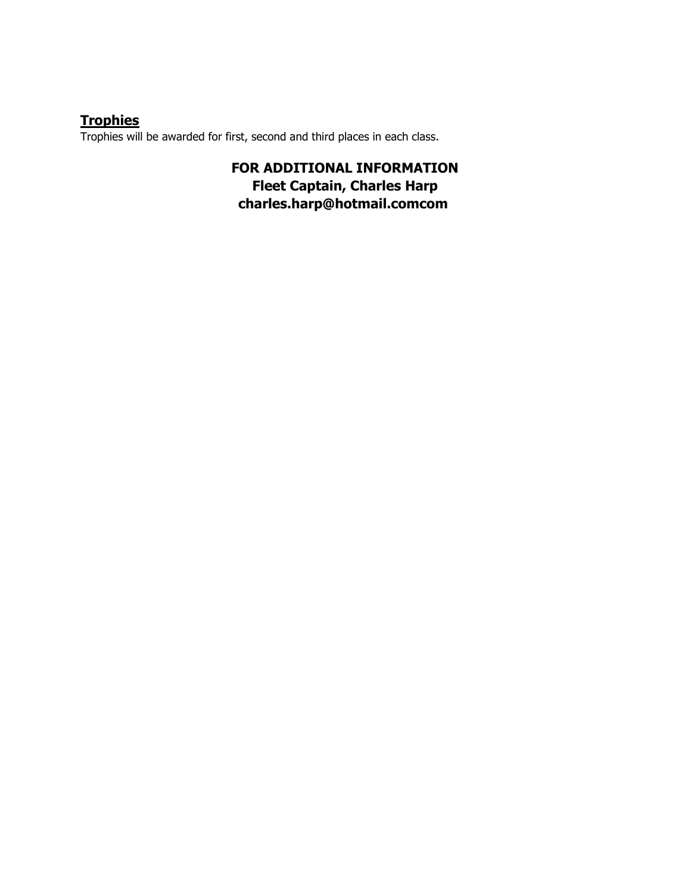## Trophies

Trophies will be awarded for first, second and third places in each class.

**FOR ADDITIONAL INFORMATION**
**Fleet Captain, Charles Harp**
**charles.harp@hotmail.comcom**